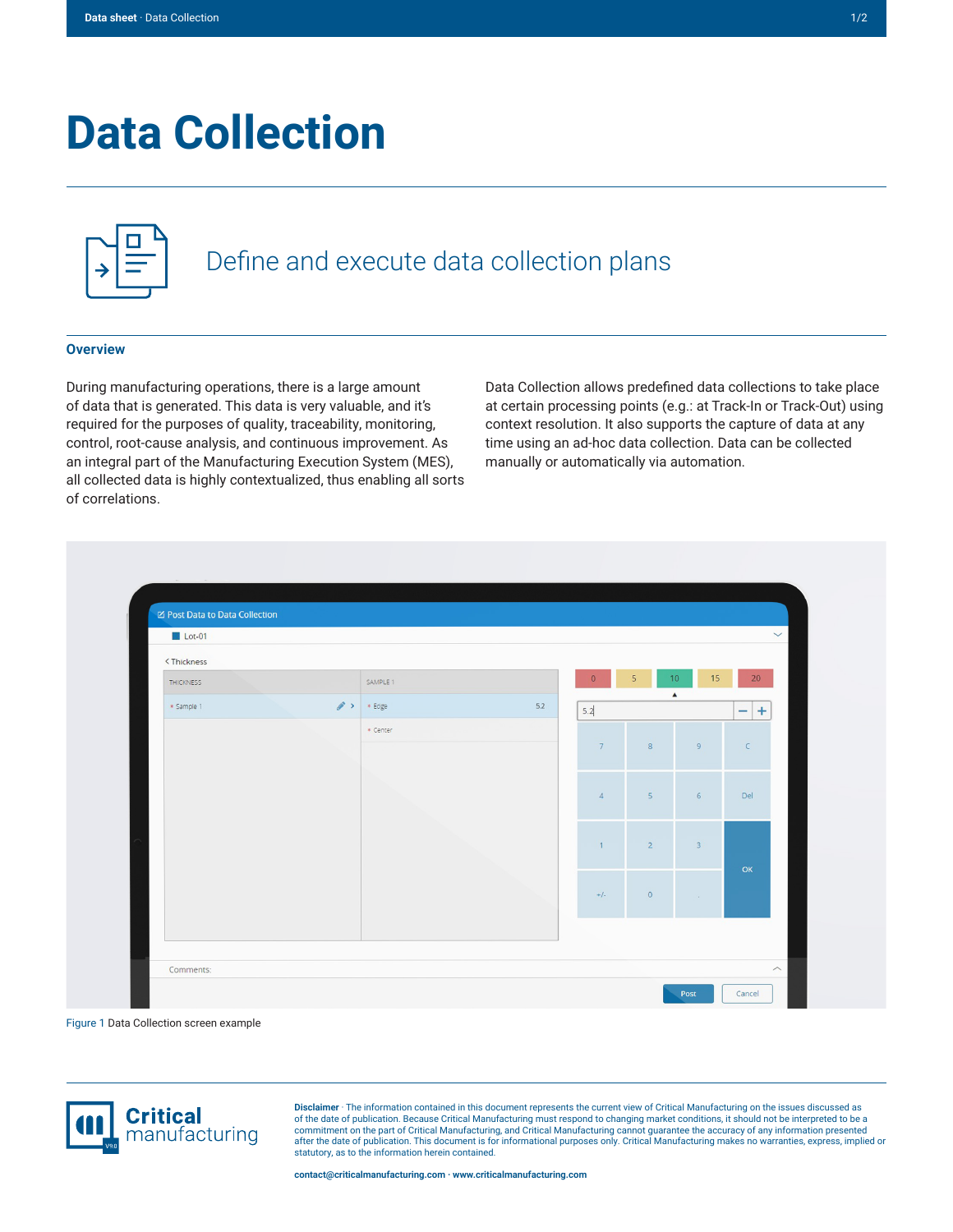# Data Collection

## Define and execute data collection plans

### Overview

During manufacturing operations, there is a large amount of data that is generated. This data is very valuable, and it's required for the purposes of quality, traceability, monitoring, control, root-cause analysis, and continuous improvement. As an integral part of the Manufacturing Execution System (MES), all collected data is highly contextualized, thus enabling all sorts of correlations.

Data Collection allows predefined data collections to take place at certain processing points (e.g.: at Track-In or Track-Out) using context resolution. It also supports the capture of data at any time using an ad-hoc data collection. Data can be collected manually or automatically via automation.

Figure 1 Data Collection screen example

**Disclaimer** · The information contained in this document represents the current view of Critical Manufacturing on the issues discussed as of the date of publication. Because Critical Manufacturing must respond to changing market conditions, it should not be interpreted to be a commitment on the part of Critical Manufacturing, and Critical Manufacturing cannot guarantee the accuracy of any information presented after the date of publication. This document is for informational purposes only. Critical Manufacturing makes no warranties, express, implied or statutory, as to the information herein contained.

**contact@criticalmanufacturing.com · www.criticalmanufacturing.com**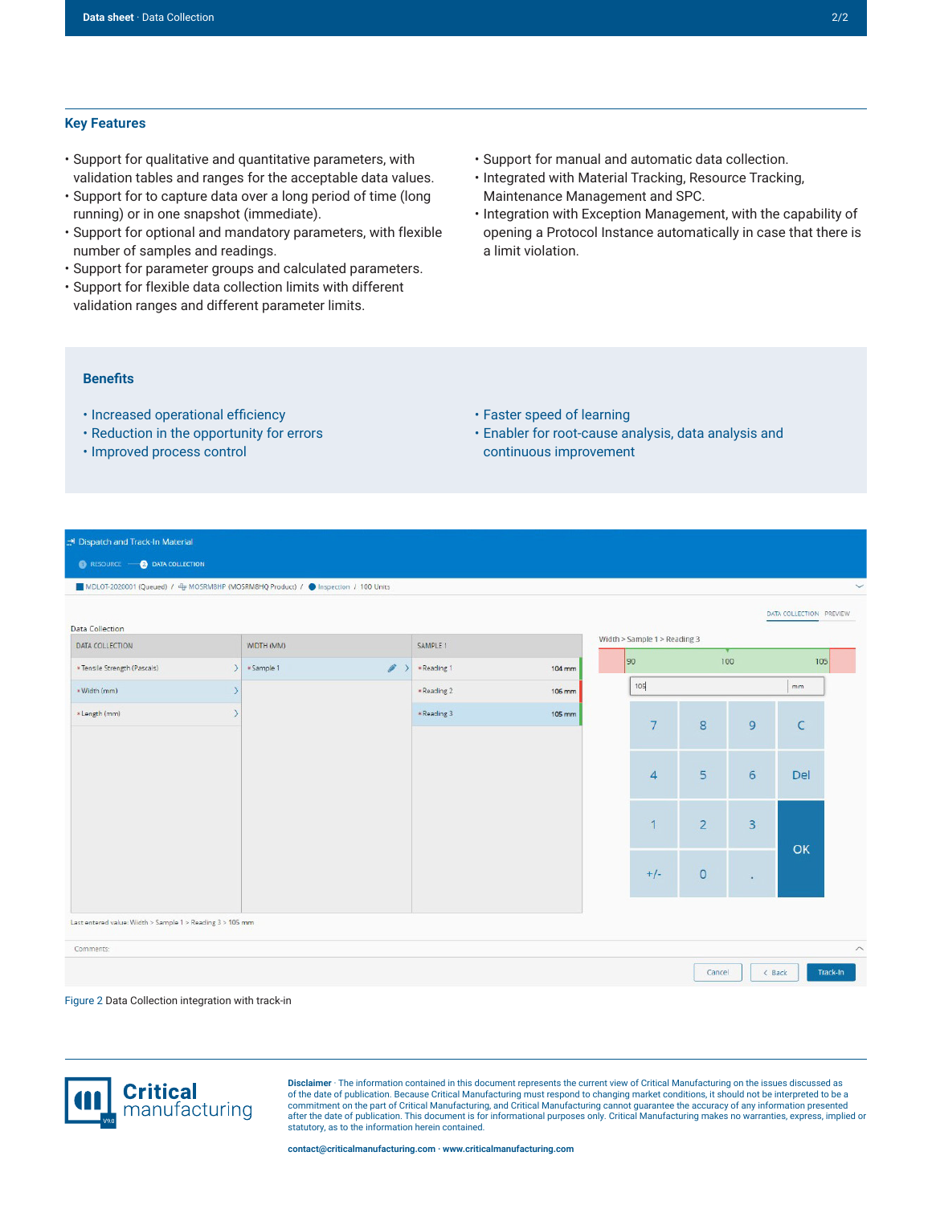## Key Features

- Support for qualitative and quantitative parameters, with validation tables and ranges for the acceptable data values.
- Support for to capture data over a long period of time (long running) or in one snapshot (immediate).
- Support for optional and mandatory parameters, with flexible number of samples and readings.
- Support for parameter groups and calculated parameters.
- Support for flexible data collection limits with different validation ranges and different parameter limits.
- Support for manual and automatic data collection.
- Integrated with Material Tracking, Resource Tracking, Maintenance Management and SPC.
- Integration with Exception Management, with the capability of opening a Protocol Instance automatically in case that there is a limit violation.

## Benefits

- Increased operational efficiency
- Reduction in the opportunity for errors
- Improved process control
- Faster speed of learning
- Enabler for root-cause analysis, data analysis and continuous improvement

Figure 2 Data Collection integration with track-in

**Disclaimer** · The information contained in this document represents the current view of Critical Manufacturing on the issues discussed as of the date of publication. Because Critical Manufacturing must respond to changing market conditions, it should not be interpreted to be a commitment on the part of Critical Manufacturing, and Critical Manufacturing cannot guarantee the accuracy of any information presented after the date of publication. This document is for informational purposes only. Critical Manufacturing makes no warranties, express, implied or statutory, as to the information herein contained.

**contact@criticalmanufacturing.com · www.criticalmanufacturing.com**